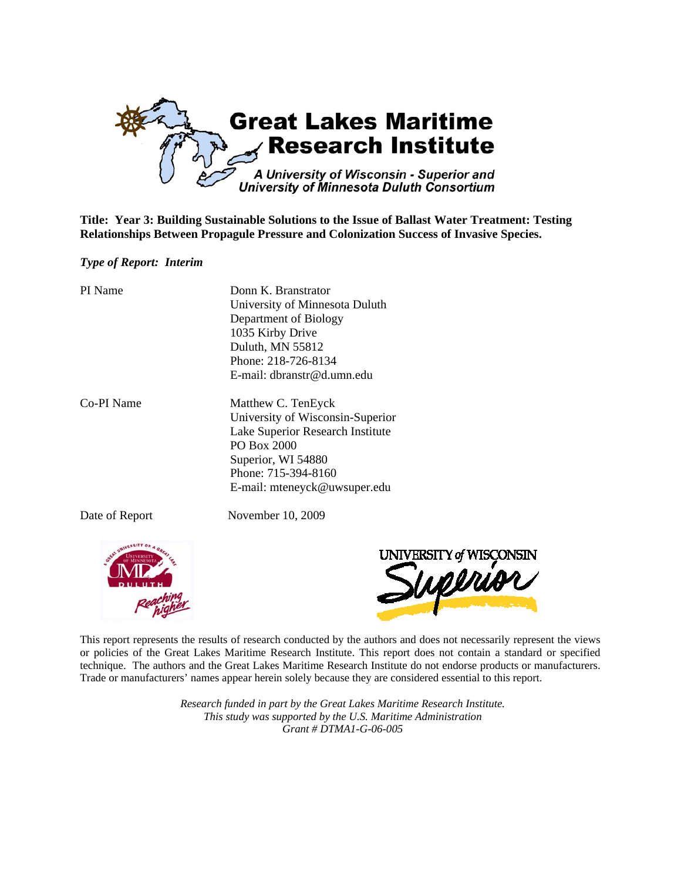# Great Lakes Maritime Research Institute

*A University of Wisconsin - Superior and University of Minnesota Duluth Consortium*

**Title: Year 3: Building Sustainable Solutions to the Issue of Ballast Water Treatment: Testing Relationships Between Propagule Pressure and Colonization Success of Invasive Species.**

***Type of Report: Interim***

| | |
|---|---|
| PI Name | Donn K. Branstrator<br>University of Minnesota Duluth<br>Department of Biology<br>1035 Kirby Drive<br>Duluth, MN 55812<br>Phone: 218-726-8134<br>E-mail: dbranstr@d.umn.edu |
| Co-PI Name | Matthew C. TenEyck<br>University of Wisconsin-Superior<br>Lake Superior Research Institute<br>PO Box 2000<br>Superior, WI 54880<br>Phone: 715-394-8160<br>E-mail: mteneyck@uwsuper.edu |
| Date of Report | November 10, 2009 |

This report represents the results of research conducted by the authors and does not necessarily represent the views or policies of the Great Lakes Maritime Research Institute. This report does not contain a standard or specified technique. The authors and the Great Lakes Maritime Research Institute do not endorse products or manufacturers. Trade or manufacturers' names appear herein solely because they are considered essential to this report.

*Research funded in part by the Great Lakes Maritime Research Institute.*
*This study was supported by the U.S. Maritime Administration*
*Grant # DTMA1-G-06-005*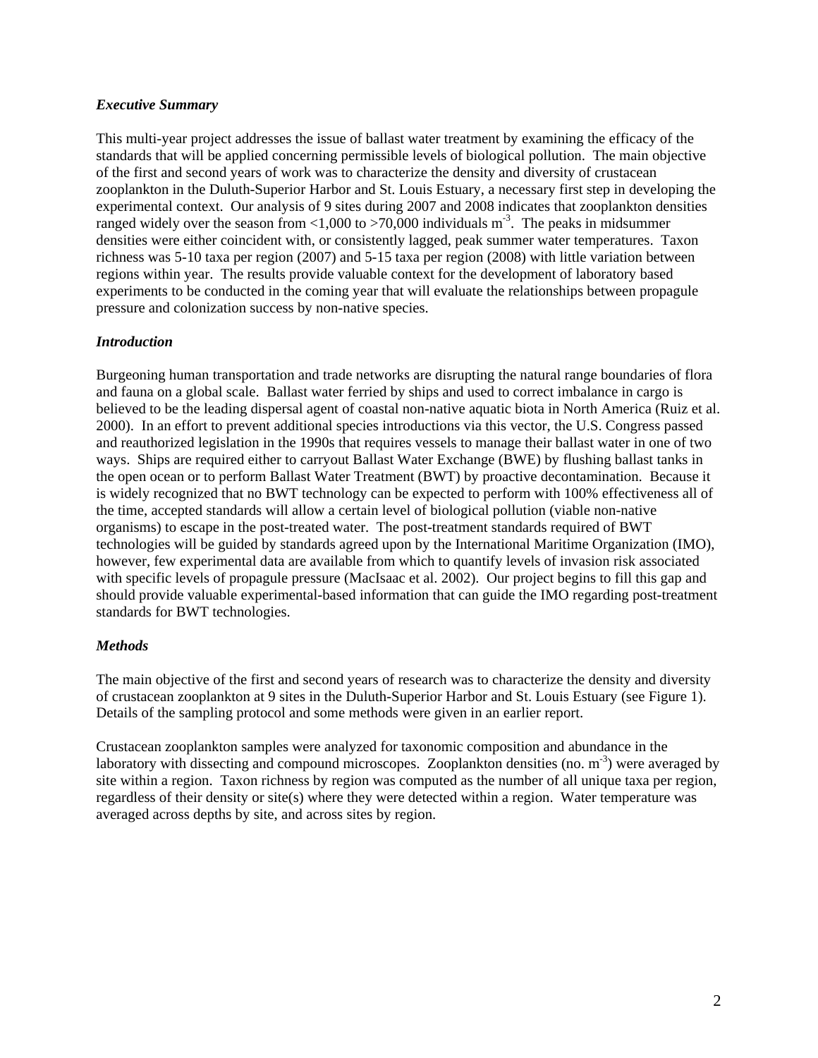### *Executive Summary*

This multi-year project addresses the issue of ballast water treatment by examining the efficacy of the standards that will be applied concerning permissible levels of biological pollution. The main objective of the first and second years of work was to characterize the density and diversity of crustacean zooplankton in the Duluth-Superior Harbor and St. Louis Estuary, a necessary first step in developing the experimental context. Our analysis of 9 sites during 2007 and 2008 indicates that zooplankton densities ranged widely over the season from <1,000 to >70,000 individuals $m^{-3}$. The peaks in midsummer densities were either coincident with, or consistently lagged, peak summer water temperatures. Taxon richness was 5-10 taxa per region (2007) and 5-15 taxa per region (2008) with little variation between regions within year. The results provide valuable context for the development of laboratory based experiments to be conducted in the coming year that will evaluate the relationships between propagule pressure and colonization success by non-native species.

### *Introduction*

Burgeoning human transportation and trade networks are disrupting the natural range boundaries of flora and fauna on a global scale. Ballast water ferried by ships and used to correct imbalance in cargo is believed to be the leading dispersal agent of coastal non-native aquatic biota in North America (Ruiz et al. 2000). In an effort to prevent additional species introductions via this vector, the U.S. Congress passed and reauthorized legislation in the 1990s that requires vessels to manage their ballast water in one of two ways. Ships are required either to carryout Ballast Water Exchange (BWE) by flushing ballast tanks in the open ocean or to perform Ballast Water Treatment (BWT) by proactive decontamination. Because it is widely recognized that no BWT technology can be expected to perform with 100% effectiveness all of the time, accepted standards will allow a certain level of biological pollution (viable non-native organisms) to escape in the post-treated water. The post-treatment standards required of BWT technologies will be guided by standards agreed upon by the International Maritime Organization (IMO), however, few experimental data are available from which to quantify levels of invasion risk associated with specific levels of propagule pressure (MacIsaac et al. 2002). Our project begins to fill this gap and should provide valuable experimental-based information that can guide the IMO regarding post-treatment standards for BWT technologies.

### *Methods*

The main objective of the first and second years of research was to characterize the density and diversity of crustacean zooplankton at 9 sites in the Duluth-Superior Harbor and St. Louis Estuary (see Figure 1). Details of the sampling protocol and some methods were given in an earlier report.

Crustacean zooplankton samples were analyzed for taxonomic composition and abundance in the laboratory with dissecting and compound microscopes. Zooplankton densities (no. $m^{-3}$) were averaged by site within a region. Taxon richness by region was computed as the number of all unique taxa per region, regardless of their density or site(s) where they were detected within a region. Water temperature was averaged across depths by site, and across sites by region.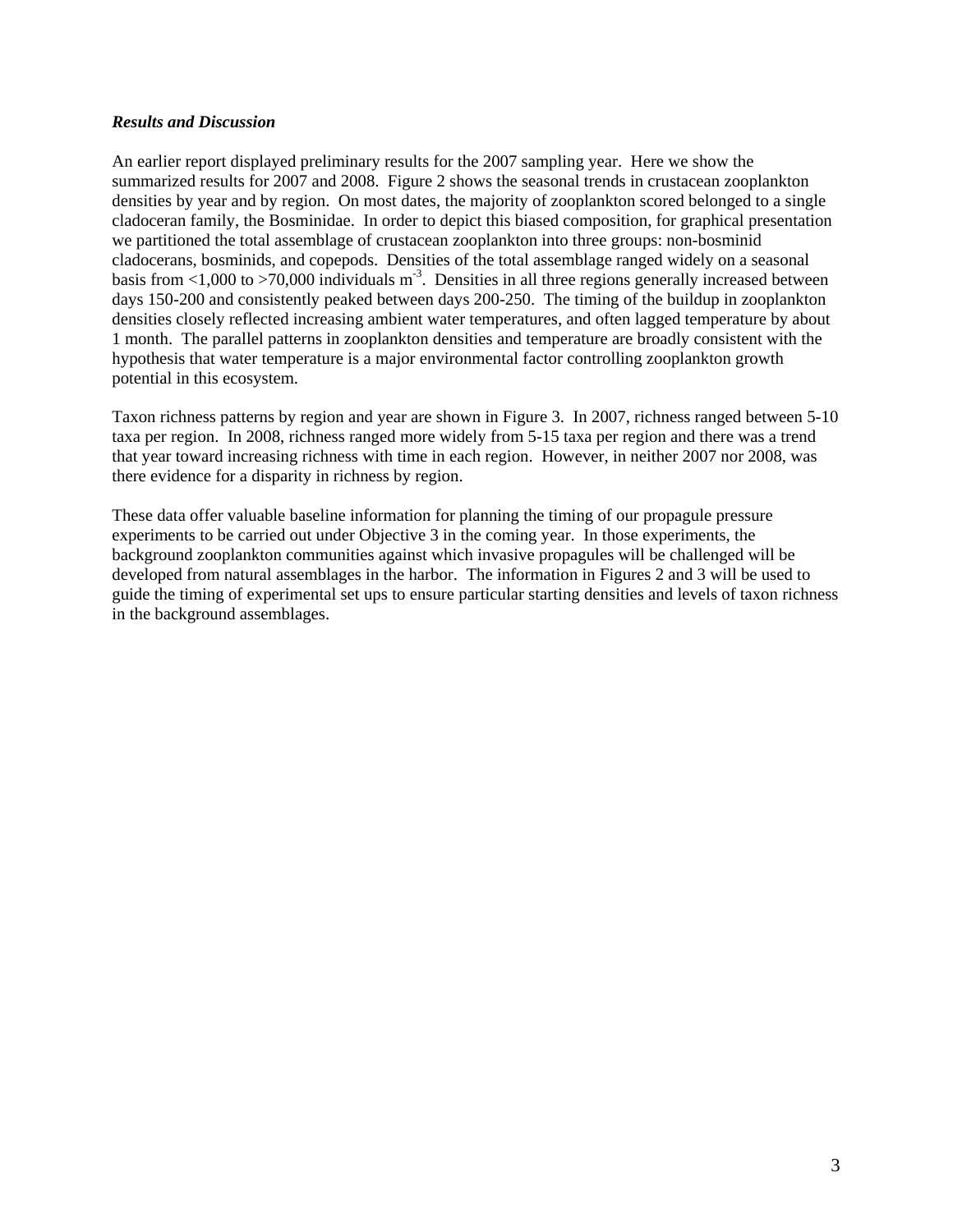***Results and Discussion***

An earlier report displayed preliminary results for the 2007 sampling year. Here we show the summarized results for 2007 and 2008. Figure 2 shows the seasonal trends in crustacean zooplankton densities by year and by region. On most dates, the majority of zooplankton scored belonged to a single cladoceran family, the Bosminidae. In order to depict this biased composition, for graphical presentation we partitioned the total assemblage of crustacean zooplankton into three groups: non-bosminid cladocerans, bosminids, and copepods. Densities of the total assemblage ranged widely on a seasonal basis from <1,000 to >70,000 individuals $m^{-3}$. Densities in all three regions generally increased between days 150-200 and consistently peaked between days 200-250. The timing of the buildup in zooplankton densities closely reflected increasing ambient water temperatures, and often lagged temperature by about 1 month. The parallel patterns in zooplankton densities and temperature are broadly consistent with the hypothesis that water temperature is a major environmental factor controlling zooplankton growth potential in this ecosystem.

Taxon richness patterns by region and year are shown in Figure 3. In 2007, richness ranged between 5-10 taxa per region. In 2008, richness ranged more widely from 5-15 taxa per region and there was a trend that year toward increasing richness with time in each region. However, in neither 2007 nor 2008, was there evidence for a disparity in richness by region.

These data offer valuable baseline information for planning the timing of our propagule pressure experiments to be carried out under Objective 3 in the coming year. In those experiments, the background zooplankton communities against which invasive propagules will be challenged will be developed from natural assemblages in the harbor. The information in Figures 2 and 3 will be used to guide the timing of experimental set ups to ensure particular starting densities and levels of taxon richness in the background assemblages.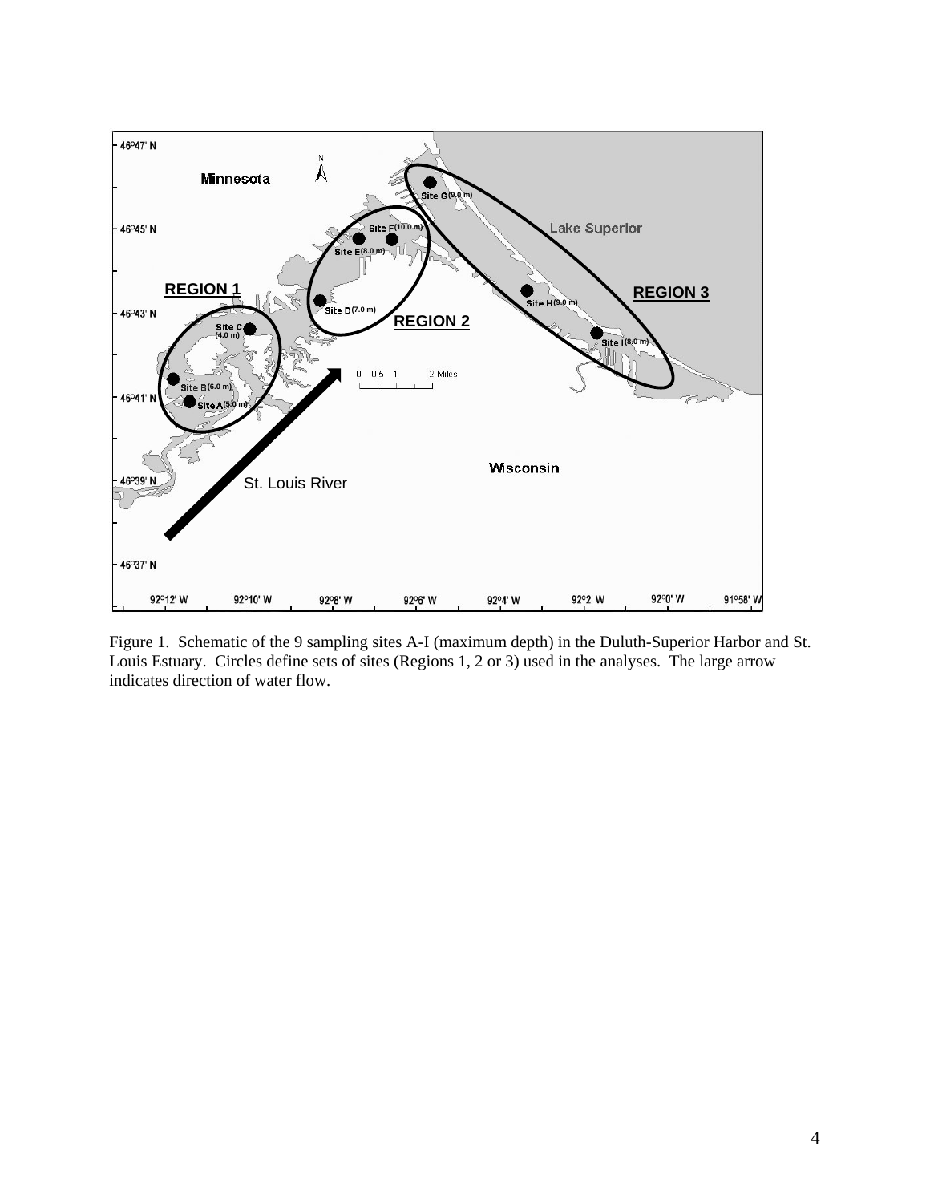Figure 1. Schematic of the 9 sampling sites A-I (maximum depth) in the Duluth-Superior Harbor and St. Louis Estuary. Circles define sets of sites (Regions 1, 2 or 3) used in the analyses. The large arrow indicates direction of water flow.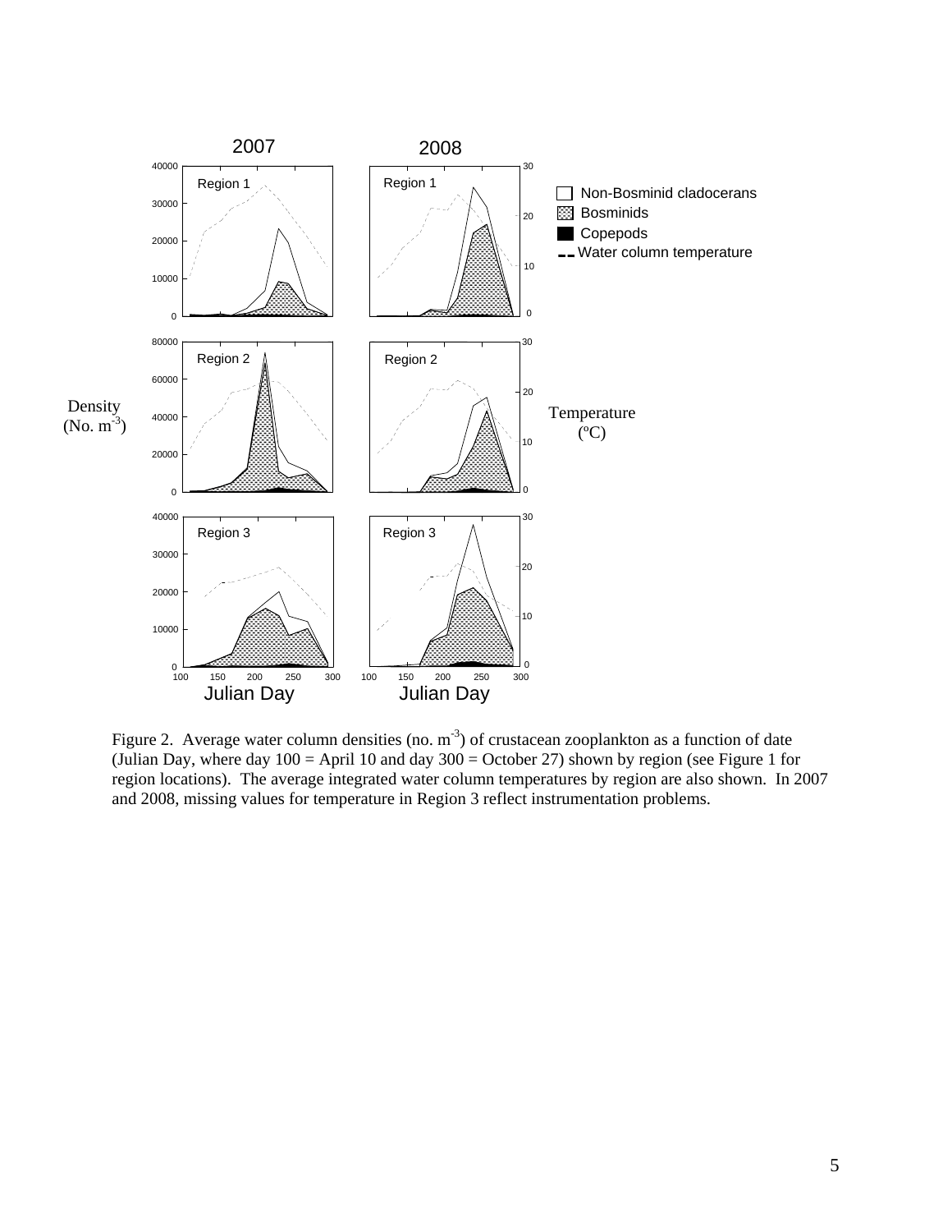Figure 2. Average water column densities (no. $m^{-3}$) of crustacean zooplankton as a function of date (Julian Day, where day 100 = April 10 and day 300 = October 27) shown by region (see Figure 1 for region locations). The average integrated water column temperatures by region are also shown. In 2007 and 2008, missing values for temperature in Region 3 reflect instrumentation problems.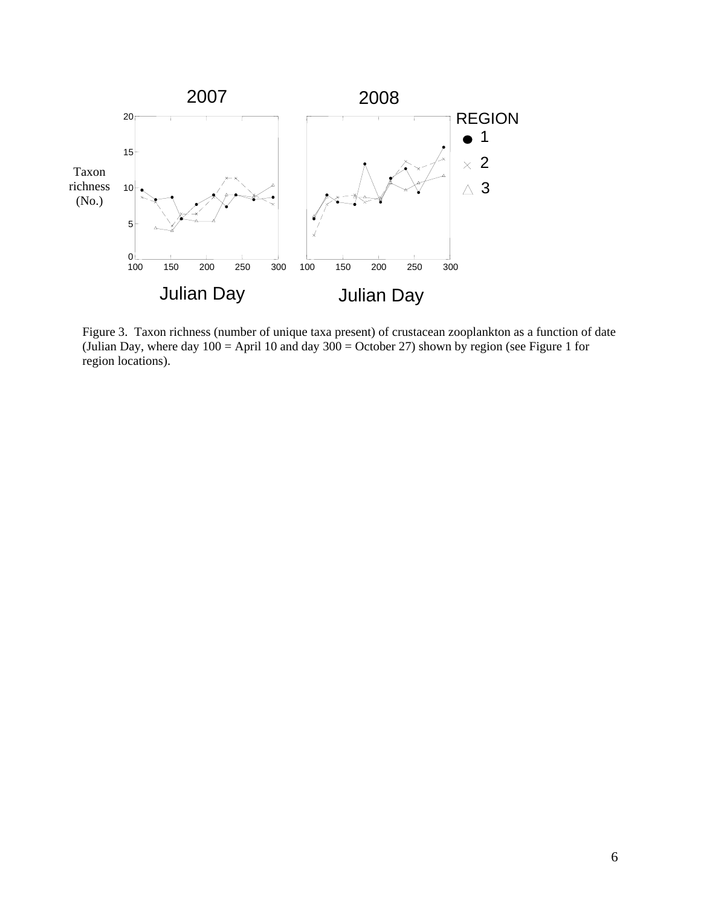Figure 3. Taxon richness (number of unique taxa present) of crustacean zooplankton as a function of date (Julian Day, where day 100 = April 10 and day 300 = October 27) shown by region (see Figure 1 for region locations).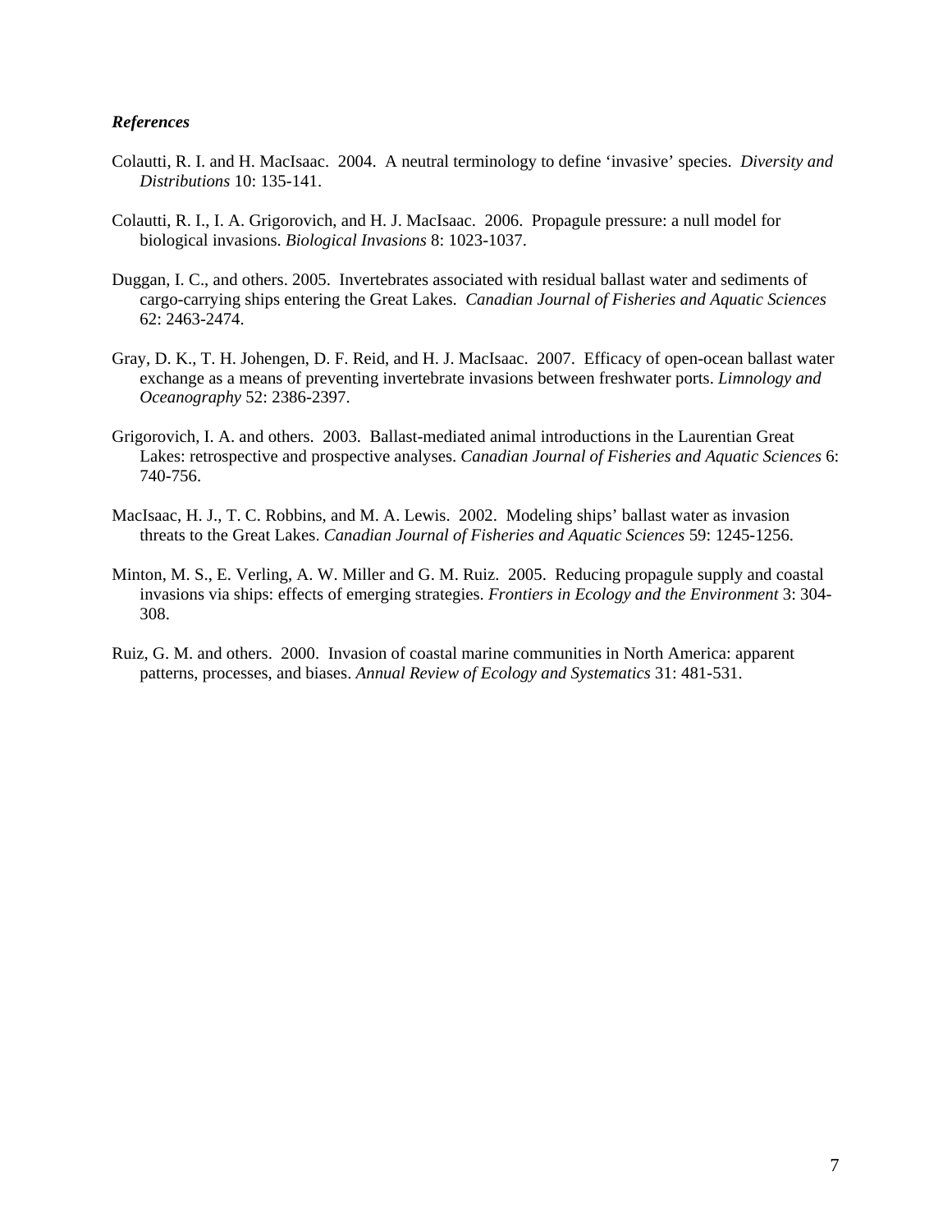### *References*

Colautti, R. I. and H. MacIsaac. 2004. A neutral terminology to define 'invasive' species. *Diversity and Distributions* 10: 135-141.

Colautti, R. I., I. A. Grigorovich, and H. J. MacIsaac. 2006. Propagule pressure: a null model for biological invasions. *Biological Invasions* 8: 1023-1037.

Duggan, I. C., and others. 2005. Invertebrates associated with residual ballast water and sediments of cargo-carrying ships entering the Great Lakes. *Canadian Journal of Fisheries and Aquatic Sciences* 62: 2463-2474.

Gray, D. K., T. H. Johengen, D. F. Reid, and H. J. MacIsaac. 2007. Efficacy of open-ocean ballast water exchange as a means of preventing invertebrate invasions between freshwater ports. *Limnology and Oceanography* 52: 2386-2397.

Grigorovich, I. A. and others. 2003. Ballast-mediated animal introductions in the Laurentian Great Lakes: retrospective and prospective analyses. *Canadian Journal of Fisheries and Aquatic Sciences* 6: 740-756.

MacIsaac, H. J., T. C. Robbins, and M. A. Lewis. 2002. Modeling ships' ballast water as invasion threats to the Great Lakes. *Canadian Journal of Fisheries and Aquatic Sciences* 59: 1245-1256.

Minton, M. S., E. Verling, A. W. Miller and G. M. Ruiz. 2005. Reducing propagule supply and coastal invasions via ships: effects of emerging strategies. *Frontiers in Ecology and the Environment* 3: 304-308.

Ruiz, G. M. and others. 2000. Invasion of coastal marine communities in North America: apparent patterns, processes, and biases. *Annual Review of Ecology and Systematics* 31: 481-531.